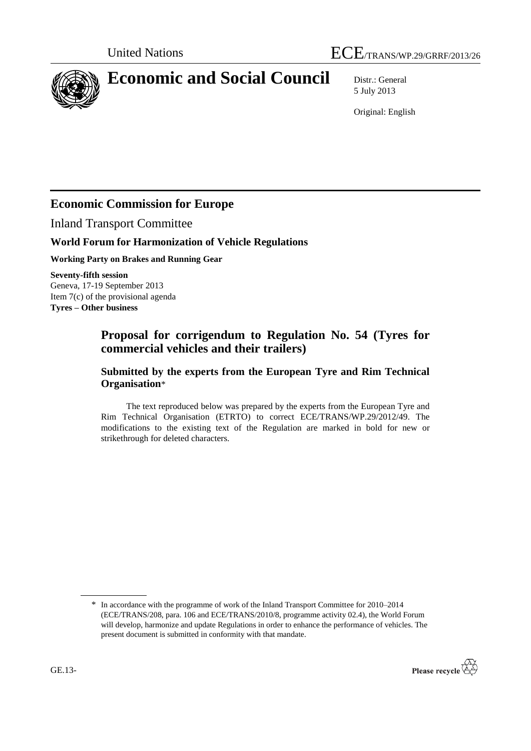United Nations — ECE/TRANS/WP.29/GRRF/2013/26

# Economic and Social Council

Distr.: General
5 July 2013

Original: English

## Economic Commission for Europe

Inland Transport Committee

### World Forum for Harmonization of Vehicle Regulations

**Working Party on Brakes and Running Gear**

**Seventy-fifth session**
Geneva, 17-19 September 2013
Item 7(c) of the provisional agenda
**Tyres – Other business**

## Proposal for corrigendum to Regulation No. 54 (Tyres for commercial vehicles and their trailers)

### Submitted by the experts from the European Tyre and Rim Technical Organisation*

The text reproduced below was prepared by the experts from the European Tyre and Rim Technical Organisation (ETRTO) to correct ECE/TRANS/WP.29/2012/49. The modifications to the existing text of the Regulation are marked in bold for new or strikethrough for deleted characters.

* In accordance with the programme of work of the Inland Transport Committee for 2010–2014 (ECE/TRANS/208, para. 106 and ECE/TRANS/2010/8, programme activity 02.4), the World Forum will develop, harmonize and update Regulations in order to enhance the performance of vehicles. The present document is submitted in conformity with that mandate.

GE.13-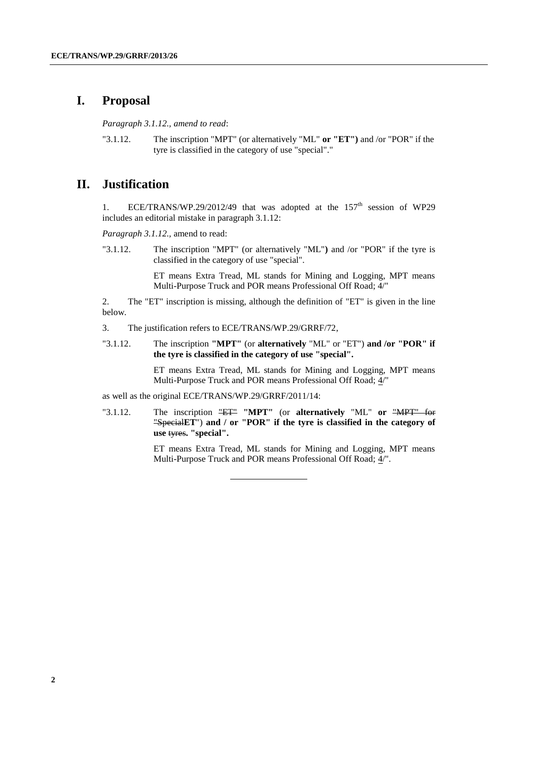# I. Proposal

*Paragraph 3.1.12., amend to read*:

"3.1.12. The inscription "MPT" (or alternatively "ML" **or "ET")** and /or "POR" if the tyre is classified in the category of use "special"."

# II. Justification

1. ECE/TRANS/WP.29/2012/49 that was adopted at the 157th session of WP29 includes an editorial mistake in paragraph 3.1.12:

*Paragraph 3.1.12*., amend to read:

"3.1.12. The inscription "MPT" (or alternatively "ML"**)** and /or "POR" if the tyre is classified in the category of use "special".

ET means Extra Tread, ML stands for Mining and Logging, MPT means Multi-Purpose Truck and POR means Professional Off Road; 4/"

2. The "ET" inscription is missing, although the definition of "ET" is given in the line below.

3. The justification refers to ECE/TRANS/WP.29/GRRF/72,

"3.1.12. The inscription **"MPT"** (or **alternatively** "ML" or "ET") **and /or "POR" if the tyre is classified in the category of use "special".**

ET means Extra Tread, ML stands for Mining and Logging, MPT means Multi-Purpose Truck and POR means Professional Off Road; 4/"

as well as the original ECE/TRANS/WP.29/GRRF/2011/14:

"3.1.12. The inscription ~~"ET"~~ **"MPT"** (or **alternatively** "ML" **or** ~~"MPT" for "Special~~**ET**") **and / or "POR" if the tyre is classified in the category of use** ~~tyres~~**. "special".**

ET means Extra Tread, ML stands for Mining and Logging, MPT means Multi-Purpose Truck and POR means Professional Off Road; 4/".